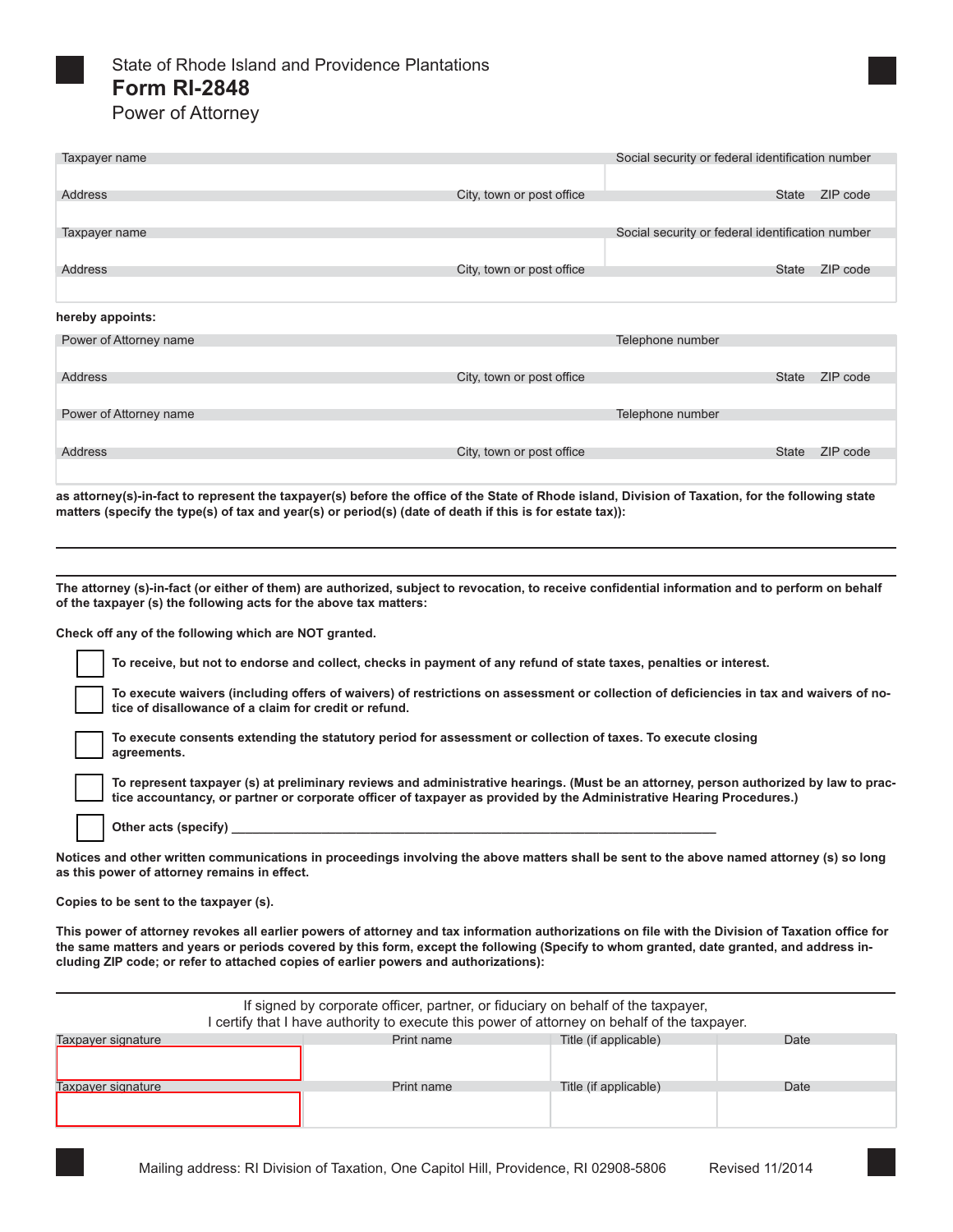State of Rhode Island and Providence Plantations

# Form RI-2848

Power of Attorney

| Taxpayer name | | Social security or federal identification number | |
|---|---|---|---|
| | | | |
| Address | City, town or post office | State | ZIP code |
| | | | |
| Taxpayer name | | Social security or federal identification number | |
| | | | |
| Address | City, town or post office | State | ZIP code |
| | | | |

**hereby appoints:**

| Power of Attorney name | | Telephone number | |
|---|---|---|---|
| | | | |
| Address | City, town or post office | State | ZIP code |
| | | | |
| Power of Attorney name | | Telephone number | |
| | | | |
| Address | City, town or post office | State | ZIP code |
| | | | |

**as attorney(s)-in-fact to represent the taxpayer(s) before the office of the State of Rhode island, Division of Taxation, for the following state matters (specify the type(s) of tax and year(s) or period(s) (date of death if this is for estate tax)):**

______________________________________________________________________

______________________________________________________________________

**The attorney (s)-in-fact (or either of them) are authorized, subject to revocation, to receive confidential information and to perform on behalf of the taxpayer (s) the following acts for the above tax matters:**

**Check off any of the following which are NOT granted.**

- ☐ **To receive, but not to endorse and collect, checks in payment of any refund of state taxes, penalties or interest.**
- ☐ **To execute waivers (including offers of waivers) of restrictions on assessment or collection of deficiencies in tax and waivers of notice of disallowance of a claim for credit or refund.**
- ☐ **To execute consents extending the statutory period for assessment or collection of taxes. To execute closing agreements.**
- ☐ **To represent taxpayer (s) at preliminary reviews and administrative hearings. (Must be an attorney, person authorized by law to practice accountancy, or partner or corporate officer of taxpayer as provided by the Administrative Hearing Procedures.)**
- ☐ **Other acts (specify)** ______________________________________________

**Notices and other written communications in proceedings involving the above matters shall be sent to the above named attorney (s) so long as this power of attorney remains in effect.**

**Copies to be sent to the taxpayer (s).**

**This power of attorney revokes all earlier powers of attorney and tax information authorizations on file with the Division of Taxation office for the same matters and years or periods covered by this form, except the following (Specify to whom granted, date granted, and address including ZIP code; or refer to attached copies of earlier powers and authorizations):**

______________________________________________________________________

If signed by corporate officer, partner, or fiduciary on behalf of the taxpayer,
I certify that I have authority to execute this power of attorney on behalf of the taxpayer.

| Taxpayer signature | Print name | Title (if applicable) | Date |
|---|---|---|---|
| | | | |
| Taxpayer signature | Print name | Title (if applicable) | Date |
| | | | |

Mailing address: RI Division of Taxation, One Capitol Hill, Providence, RI 02908-5806 Revised 11/2014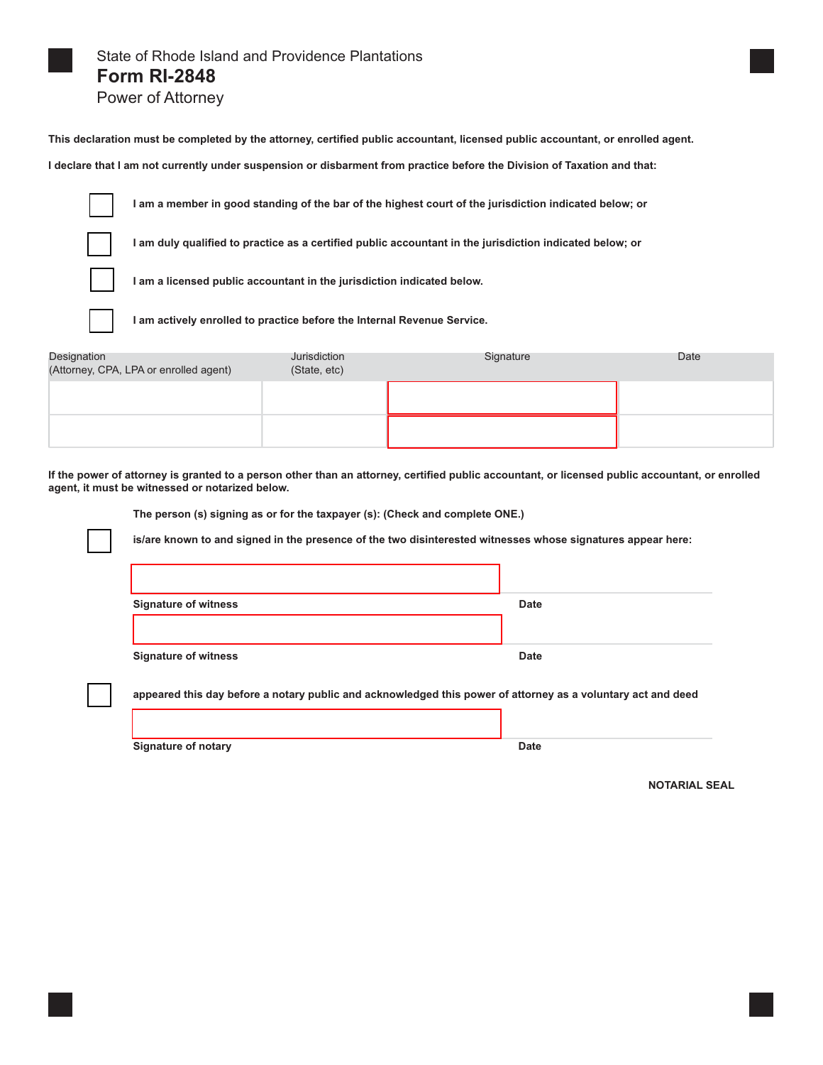State of Rhode Island and Providence Plantations

# Form RI-2848

Power of Attorney

**This declaration must be completed by the attorney, certified public accountant, licensed public accountant, or enrolled agent.**

**I declare that I am not currently under suspension or disbarment from practice before the Division of Taxation and that:**

☐ **I am a member in good standing of the bar of the highest court of the jurisdiction indicated below; or**

☐ **I am duly qualified to practice as a certified public accountant in the jurisdiction indicated below; or**

☐ **I am a licensed public accountant in the jurisdiction indicated below.**

☐ **I am actively enrolled to practice before the Internal Revenue Service.**

| Designation (Attorney, CPA, LPA or enrolled agent) | Jurisdiction (State, etc) | Signature | Date |
|---|---|---|---|
| | | | |
| | | | |

**If the power of attorney is granted to a person other than an attorney, certified public accountant, or licensed public accountant, or enrolled agent, it must be witnessed or notarized below.**

**The person (s) signing as or for the taxpayer (s): (Check and complete ONE.)**

☐ **is/are known to and signed in the presence of the two disinterested witnesses whose signatures appear here:**

**Signature of witness** **Date**

**Signature of witness** **Date**

☐ **appeared this day before a notary public and acknowledged this power of attorney as a voluntary act and deed**

**Signature of notary** **Date**

**NOTARIAL SEAL**